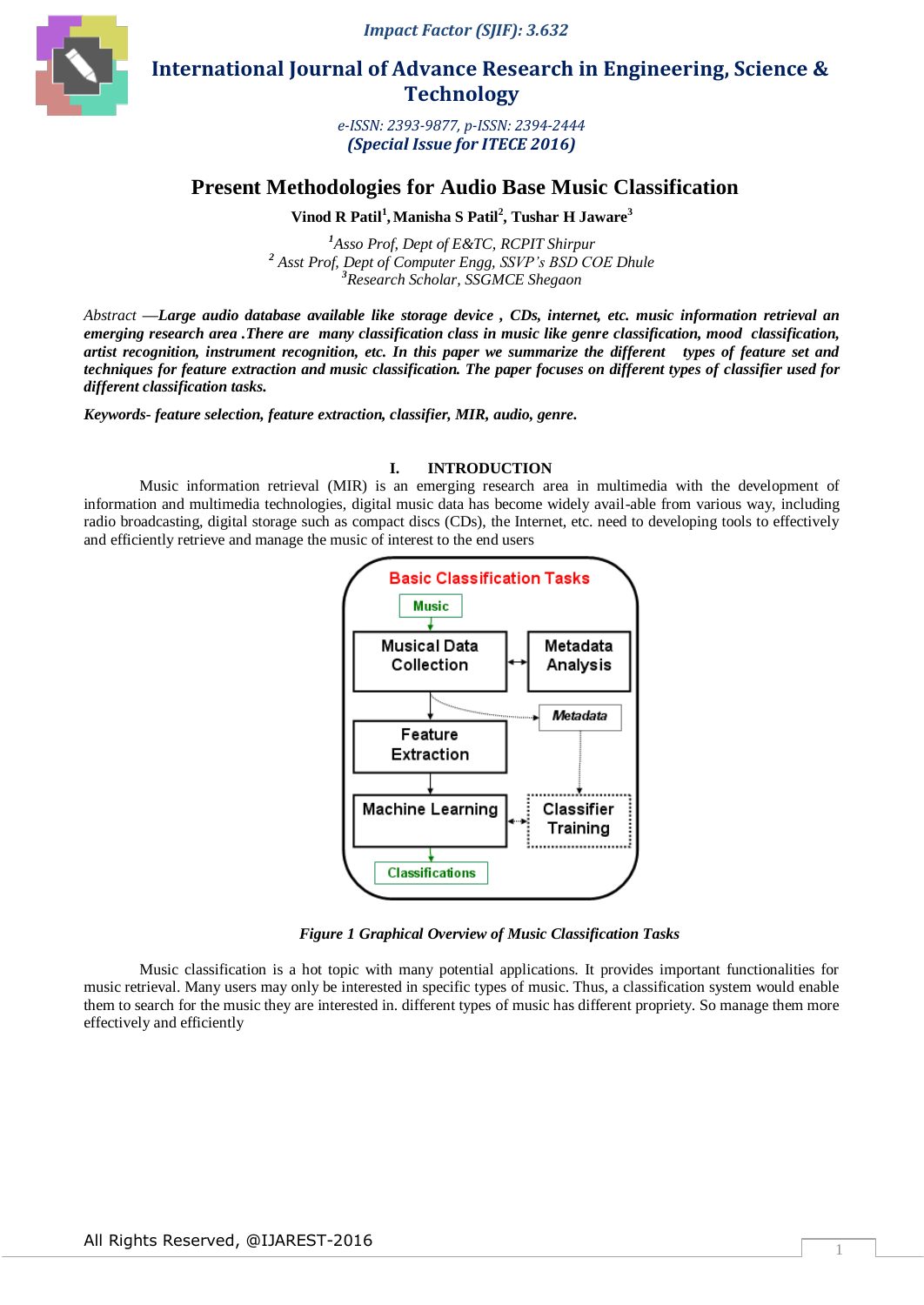# Present Methodologies for Audio Base Music Classification

**Vinod R Patil[1], Manisha S Patil[2], Tushar H Jaware[3]**

*[1]Asso Prof, Dept of E&TC, RCPIT Shirpur*
*[2] Asst Prof, Dept of Computer Engg, SSVP's BSD COE Dhule*
*[3]Research Scholar, SSGMCE Shegaon*

*Abstract* —***Large audio database available like storage device , CDs, internet, etc. music information retrieval an emerging research area .There are many classification class in music like genre classification, mood classification, artist recognition, instrument recognition, etc. In this paper we summarize the different types of feature set and techniques for feature extraction and music classification. The paper focuses on different types of classifier used for different classification tasks.***

***Keywords- feature selection, feature extraction, classifier, MIR, audio, genre.***

## I. INTRODUCTION

Music information retrieval (MIR) is an emerging research area in multimedia with the development of information and multimedia technologies, digital music data has become widely avail-able from various way, including radio broadcasting, digital storage such as compact discs (CDs), the Internet, etc. need to developing tools to effectively and efficiently retrieve and manage the music of interest to the end users

Basic Classification Tasks

Music → Musical Data Collection ↔ Metadata Analysis

Musical Data Collection → Feature Extraction → Machine Learning ↔ Classifier Training → Classifications

Musical Data Collection → Metadata → Classifier Training

***Figure 1 Graphical Overview of Music Classification Tasks***

Music classification is a hot topic with many potential applications. It provides important functionalities for music retrieval. Many users may only be interested in specific types of music. Thus, a classification system would enable them to search for the music they are interested in. different types of music has different propriety. So manage them more effectively and efficiently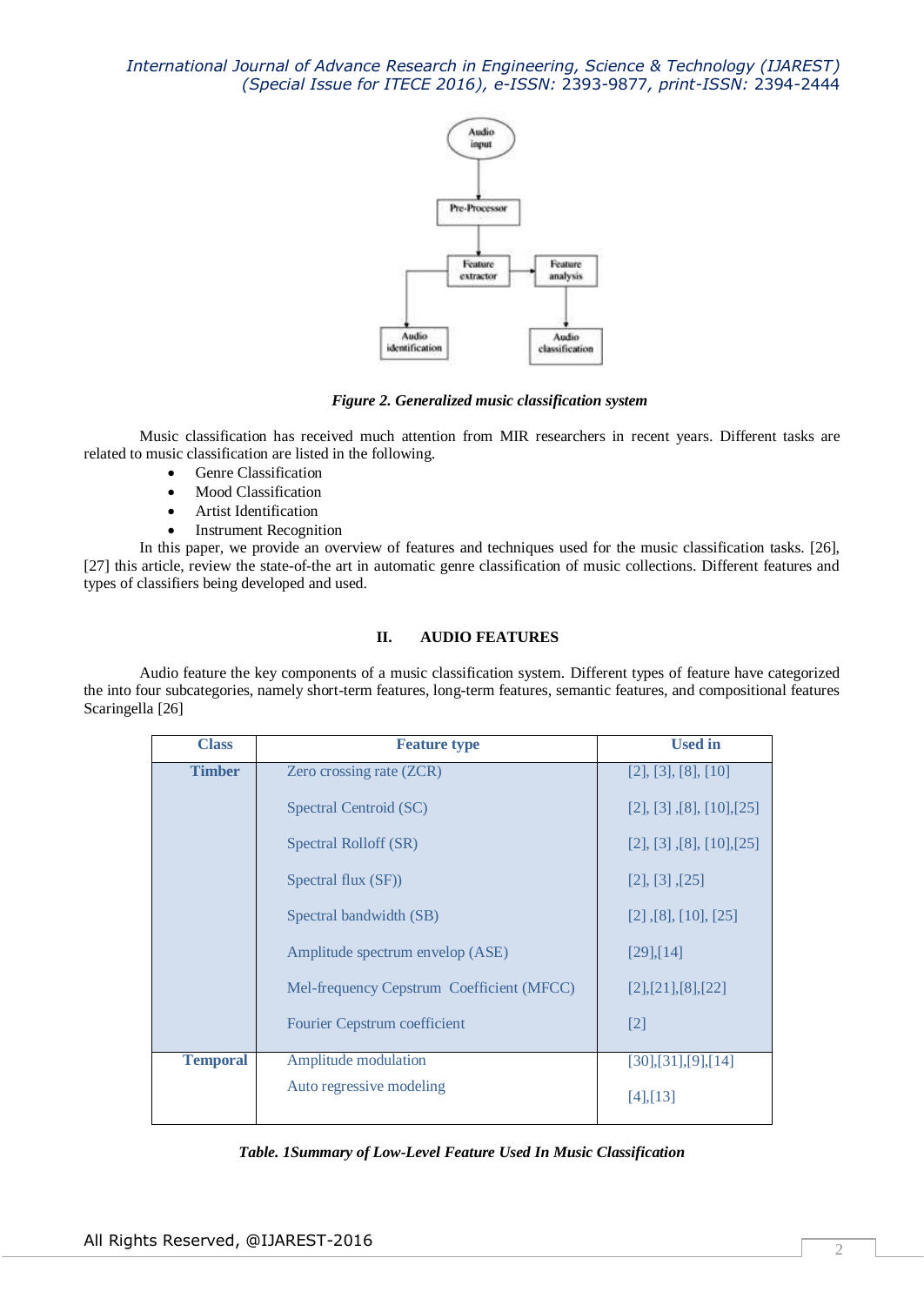*Figure 2. Generalized music classification system*

Music classification has received much attention from MIR researchers in recent years. Different tasks are related to music classification are listed in the following.

- Genre Classification
- Mood Classification
- Artist Identification
- Instrument Recognition

In this paper, we provide an overview of features and techniques used for the music classification tasks. [26], [27] this article, review the state-of-the art in automatic genre classification of music collections. Different features and types of classifiers being developed and used.

## II. AUDIO FEATURES

Audio feature the key components of a music classification system. Different types of feature have categorized the into four subcategories, namely short-term features, long-term features, semantic features, and compositional features Scaringella [26]

| Class | Feature type | Used in |
|---|---|---|
| **Timber** | Zero crossing rate (ZCR) | [2], [3], [8], [10] |
| | Spectral Centroid (SC) | [2], [3] ,[8], [10],[25] |
| | Spectral Rolloff (SR) | [2], [3] ,[8], [10],[25] |
| | Spectral flux (SF)) | [2], [3] ,[25] |
| | Spectral bandwidth (SB) | [2] ,[8], [10], [25] |
| | Amplitude spectrum envelop (ASE) | [29],[14] |
| | Mel-frequency Cepstrum Coefficient (MFCC) | [2],[21],[8],[22] |
| | Fourier Cepstrum coefficient | [2] |
| **Temporal** | Amplitude modulation | [30],[31],[9],[14] |
| | Auto regressive modeling | [4],[13] |

*Table. 1Summary of Low-Level Feature Used In Music Classification*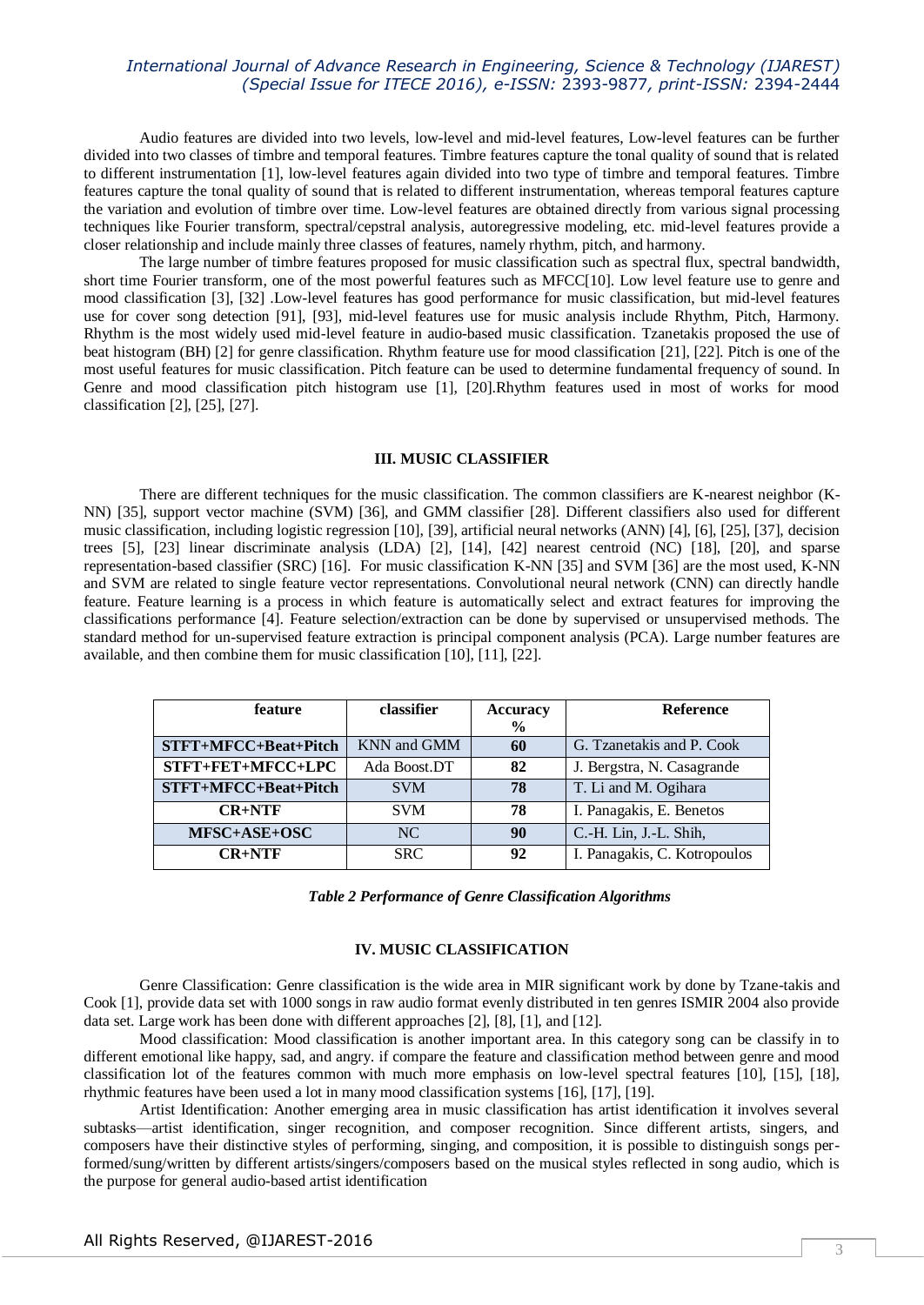Audio features are divided into two levels, low-level and mid-level features, Low-level features can be further divided into two classes of timbre and temporal features. Timbre features capture the tonal quality of sound that is related to different instrumentation [1], low-level features again divided into two type of timbre and temporal features. Timbre features capture the tonal quality of sound that is related to different instrumentation, whereas temporal features capture the variation and evolution of timbre over time. Low-level features are obtained directly from various signal processing techniques like Fourier transform, spectral/cepstral analysis, autoregressive modeling, etc. mid-level features provide a closer relationship and include mainly three classes of features, namely rhythm, pitch, and harmony.

The large number of timbre features proposed for music classification such as spectral flux, spectral bandwidth, short time Fourier transform, one of the most powerful features such as MFCC[10]. Low level feature use to genre and mood classification [3], [32] .Low-level features has good performance for music classification, but mid-level features use for cover song detection [91], [93], mid-level features use for music analysis include Rhythm, Pitch, Harmony. Rhythm is the most widely used mid-level feature in audio-based music classification. Tzanetakis proposed the use of beat histogram (BH) [2] for genre classification. Rhythm feature use for mood classification [21], [22]. Pitch is one of the most useful features for music classification. Pitch feature can be used to determine fundamental frequency of sound. In Genre and mood classification pitch histogram use [1], [20].Rhythm features used in most of works for mood classification [2], [25], [27].

## III. MUSIC CLASSIFIER

There are different techniques for the music classification. The common classifiers are K-nearest neighbor (K-NN) [35], support vector machine (SVM) [36], and GMM classifier [28]. Different classifiers also used for different music classification, including logistic regression [10], [39], artificial neural networks (ANN) [4], [6], [25], [37], decision trees [5], [23] linear discriminate analysis (LDA) [2], [14], [42] nearest centroid (NC) [18], [20], and sparse representation-based classifier (SRC) [16]. For music classification K-NN [35] and SVM [36] are the most used, K-NN and SVM are related to single feature vector representations. Convolutional neural network (CNN) can directly handle feature. Feature learning is a process in which feature is automatically select and extract features for improving the classifications performance [4]. Feature selection/extraction can be done by supervised or unsupervised methods. The standard method for un-supervised feature extraction is principal component analysis (PCA). Large number features are available, and then combine them for music classification [10], [11], [22].

| feature | classifier | Accuracy % | Reference |
|---|---|---|---|
| **STFT+MFCC+Beat+Pitch** | KNN and GMM | **60** | G. Tzanetakis and P. Cook |
| **STFT+FET+MFCC+LPC** | Ada Boost.DT | **82** | J. Bergstra, N. Casagrande |
| **STFT+MFCC+Beat+Pitch** | SVM | **78** | T. Li and M. Ogihara |
| **CR+NTF** | SVM | **78** | I. Panagakis, E. Benetos |
| **MFSC+ASE+OSC** | NC | **90** | C.-H. Lin, J.-L. Shih, |
| **CR+NTF** | SRC | **92** | I. Panagakis, C. Kotropoulos |

***Table 2 Performance of Genre Classification Algorithms***

## IV. MUSIC CLASSIFICATION

Genre Classification: Genre classification is the wide area in MIR significant work by done by Tzane-takis and Cook [1], provide data set with 1000 songs in raw audio format evenly distributed in ten genres ISMIR 2004 also provide data set. Large work has been done with different approaches [2], [8], [1], and [12].

Mood classification: Mood classification is another important area. In this category song can be classify in to different emotional like happy, sad, and angry. if compare the feature and classification method between genre and mood classification lot of the features common with much more emphasis on low-level spectral features [10], [15], [18], rhythmic features have been used a lot in many mood classification systems [16], [17], [19].

Artist Identification: Another emerging area in music classification has artist identification it involves several subtasks—artist identification, singer recognition, and composer recognition. Since different artists, singers, and composers have their distinctive styles of performing, singing, and composition, it is possible to distinguish songs performed/sung/written by different artists/singers/composers based on the musical styles reflected in song audio, which is the purpose for general audio-based artist identification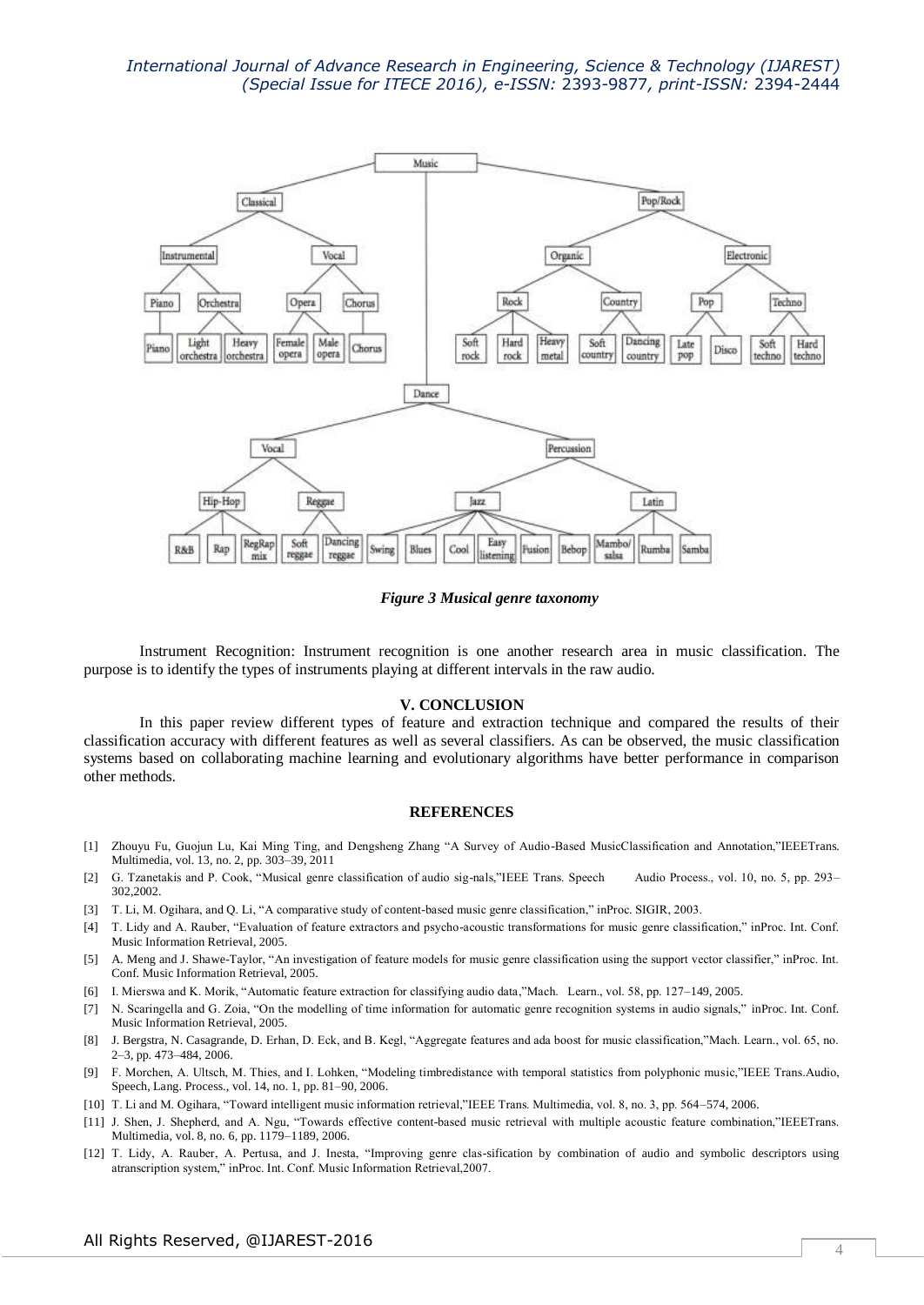*Figure 3 Musical genre taxonomy*

Instrument Recognition: Instrument recognition is one another research area in music classification. The purpose is to identify the types of instruments playing at different intervals in the raw audio.

## V. CONCLUSION

In this paper review different types of feature and extraction technique and compared the results of their classification accuracy with different features as well as several classifiers. As can be observed, the music classification systems based on collaborating machine learning and evolutionary algorithms have better performance in comparison other methods.

## REFERENCES

[1] Zhouyu Fu, Guojun Lu, Kai Ming Ting, and Dengsheng Zhang "A Survey of Audio-Based MusicClassification and Annotation,"IEEETrans. Multimedia, vol. 13, no. 2, pp. 303–39, 2011

[2] G. Tzanetakis and P. Cook, "Musical genre classification of audio sig-nals,"IEEE Trans. Speech Audio Process., vol. 10, no. 5, pp. 293–302,2002.

[3] T. Li, M. Ogihara, and Q. Li, "A comparative study of content-based music genre classification," inProc. SIGIR, 2003.

[4] T. Lidy and A. Rauber, "Evaluation of feature extractors and psycho-acoustic transformations for music genre classification," inProc. Int. Conf. Music Information Retrieval, 2005.

[5] A. Meng and J. Shawe-Taylor, "An investigation of feature models for music genre classification using the support vector classifier," inProc. Int. Conf. Music Information Retrieval, 2005.

[6] I. Mierswa and K. Morik, "Automatic feature extraction for classifying audio data,"Mach. Learn., vol. 58, pp. 127–149, 2005.

[7] N. Scaringella and G. Zoia, "On the modelling of time information for automatic genre recognition systems in audio signals," inProc. Int. Conf. Music Information Retrieval, 2005.

[8] J. Bergstra, N. Casagrande, D. Erhan, D. Eck, and B. Kegl, "Aggregate features and ada boost for music classification,"Mach. Learn., vol. 65, no. 2–3, pp. 473–484, 2006.

[9] F. Morchen, A. Ultsch, M. Thies, and I. Lohken, "Modeling timbredistance with temporal statistics from polyphonic music,"IEEE Trans.Audio, Speech, Lang. Process., vol. 14, no. 1, pp. 81–90, 2006.

[10] T. Li and M. Ogihara, "Toward intelligent music information retrieval,"IEEE Trans. Multimedia, vol. 8, no. 3, pp. 564–574, 2006.

[11] J. Shen, J. Shepherd, and A. Ngu, "Towards effective content-based music retrieval with multiple acoustic feature combination,"IEEETrans. Multimedia, vol. 8, no. 6, pp. 1179–1189, 2006.

[12] T. Lidy, A. Rauber, A. Pertusa, and J. Inesta, "Improving genre clas-sification by combination of audio and symbolic descriptors using atranscription system," inProc. Int. Conf. Music Information Retrieval,2007.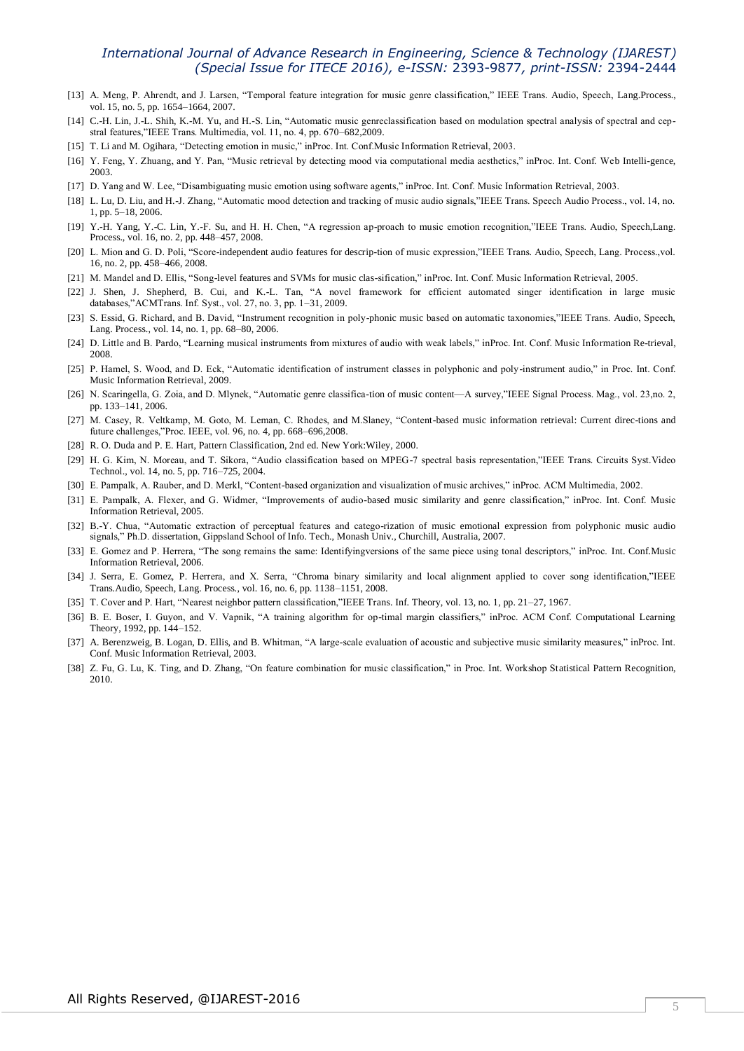[13] A. Meng, P. Ahrendt, and J. Larsen, "Temporal feature integration for music genre classification," IEEE Trans. Audio, Speech, Lang.Process., vol. 15, no. 5, pp. 1654–1664, 2007.

[14] C.-H. Lin, J.-L. Shih, K.-M. Yu, and H.-S. Lin, "Automatic music genreclassification based on modulation spectral analysis of spectral and cepstral features,"IEEE Trans. Multimedia, vol. 11, no. 4, pp. 670–682,2009.

[15] T. Li and M. Ogihara, "Detecting emotion in music," inProc. Int. Conf.Music Information Retrieval, 2003.

[16] Y. Feng, Y. Zhuang, and Y. Pan, "Music retrieval by detecting mood via computational media aesthetics," inProc. Int. Conf. Web Intelli-gence, 2003.

[17] D. Yang and W. Lee, "Disambiguating music emotion using software agents," inProc. Int. Conf. Music Information Retrieval, 2003.

[18] L. Lu, D. Liu, and H.-J. Zhang, "Automatic mood detection and tracking of music audio signals,"IEEE Trans. Speech Audio Process., vol. 14, no. 1, pp. 5–18, 2006.

[19] Y.-H. Yang, Y.-C. Lin, Y.-F. Su, and H. H. Chen, "A regression ap-proach to music emotion recognition,"IEEE Trans. Audio, Speech,Lang. Process., vol. 16, no. 2, pp. 448–457, 2008.

[20] L. Mion and G. D. Poli, "Score-independent audio features for descrip-tion of music expression,"IEEE Trans. Audio, Speech, Lang. Process.,vol. 16, no. 2, pp. 458–466, 2008.

[21] M. Mandel and D. Ellis, "Song-level features and SVMs for music clas-sification," inProc. Int. Conf. Music Information Retrieval, 2005.

[22] J. Shen, J. Shepherd, B. Cui, and K.-L. Tan, "A novel framework for efficient automated singer identification in large music databases,"ACMTrans. Inf. Syst., vol. 27, no. 3, pp. 1–31, 2009.

[23] S. Essid, G. Richard, and B. David, "Instrument recognition in poly-phonic music based on automatic taxonomies,"IEEE Trans. Audio, Speech, Lang. Process., vol. 14, no. 1, pp. 68–80, 2006.

[24] D. Little and B. Pardo, "Learning musical instruments from mixtures of audio with weak labels," inProc. Int. Conf. Music Information Re-trieval, 2008.

[25] P. Hamel, S. Wood, and D. Eck, "Automatic identification of instrument classes in polyphonic and poly-instrument audio," in Proc. Int. Conf. Music Information Retrieval, 2009.

[26] N. Scaringella, G. Zoia, and D. Mlynek, "Automatic genre classifica-tion of music content—A survey,"IEEE Signal Process. Mag., vol. 23,no. 2, pp. 133–141, 2006.

[27] M. Casey, R. Veltkamp, M. Goto, M. Leman, C. Rhodes, and M.Slaney, "Content-based music information retrieval: Current direc-tions and future challenges,"Proc. IEEE, vol. 96, no. 4, pp. 668–696,2008.

[28] R. O. Duda and P. E. Hart, Pattern Classification, 2nd ed. New York:Wiley, 2000.

[29] H. G. Kim, N. Moreau, and T. Sikora, "Audio classification based on MPEG-7 spectral basis representation,"IEEE Trans. Circuits Syst.Video Technol., vol. 14, no. 5, pp. 716–725, 2004.

[30] E. Pampalk, A. Rauber, and D. Merkl, "Content-based organization and visualization of music archives," inProc. ACM Multimedia, 2002.

[31] E. Pampalk, A. Flexer, and G. Widmer, "Improvements of audio-based music similarity and genre classification," inProc. Int. Conf. Music Information Retrieval, 2005.

[32] B.-Y. Chua, "Automatic extraction of perceptual features and catego-rization of music emotional expression from polyphonic music audio signals," Ph.D. dissertation, Gippsland School of Info. Tech., Monash Univ., Churchill, Australia, 2007.

[33] E. Gomez and P. Herrera, "The song remains the same: Identifyingversions of the same piece using tonal descriptors," inProc. Int. Conf.Music Information Retrieval, 2006.

[34] J. Serra, E. Gomez, P. Herrera, and X. Serra, "Chroma binary similarity and local alignment applied to cover song identification,"IEEE Trans.Audio, Speech, Lang. Process., vol. 16, no. 6, pp. 1138–1151, 2008.

[35] T. Cover and P. Hart, "Nearest neighbor pattern classification,"IEEE Trans. Inf. Theory, vol. 13, no. 1, pp. 21–27, 1967.

[36] B. E. Boser, I. Guyon, and V. Vapnik, "A training algorithm for op-timal margin classifiers," inProc. ACM Conf. Computational Learning Theory, 1992, pp. 144–152.

[37] A. Berenzweig, B. Logan, D. Ellis, and B. Whitman, "A large-scale evaluation of acoustic and subjective music similarity measures," inProc. Int. Conf. Music Information Retrieval, 2003.

[38] Z. Fu, G. Lu, K. Ting, and D. Zhang, "On feature combination for music classification," in Proc. Int. Workshop Statistical Pattern Recognition, 2010.